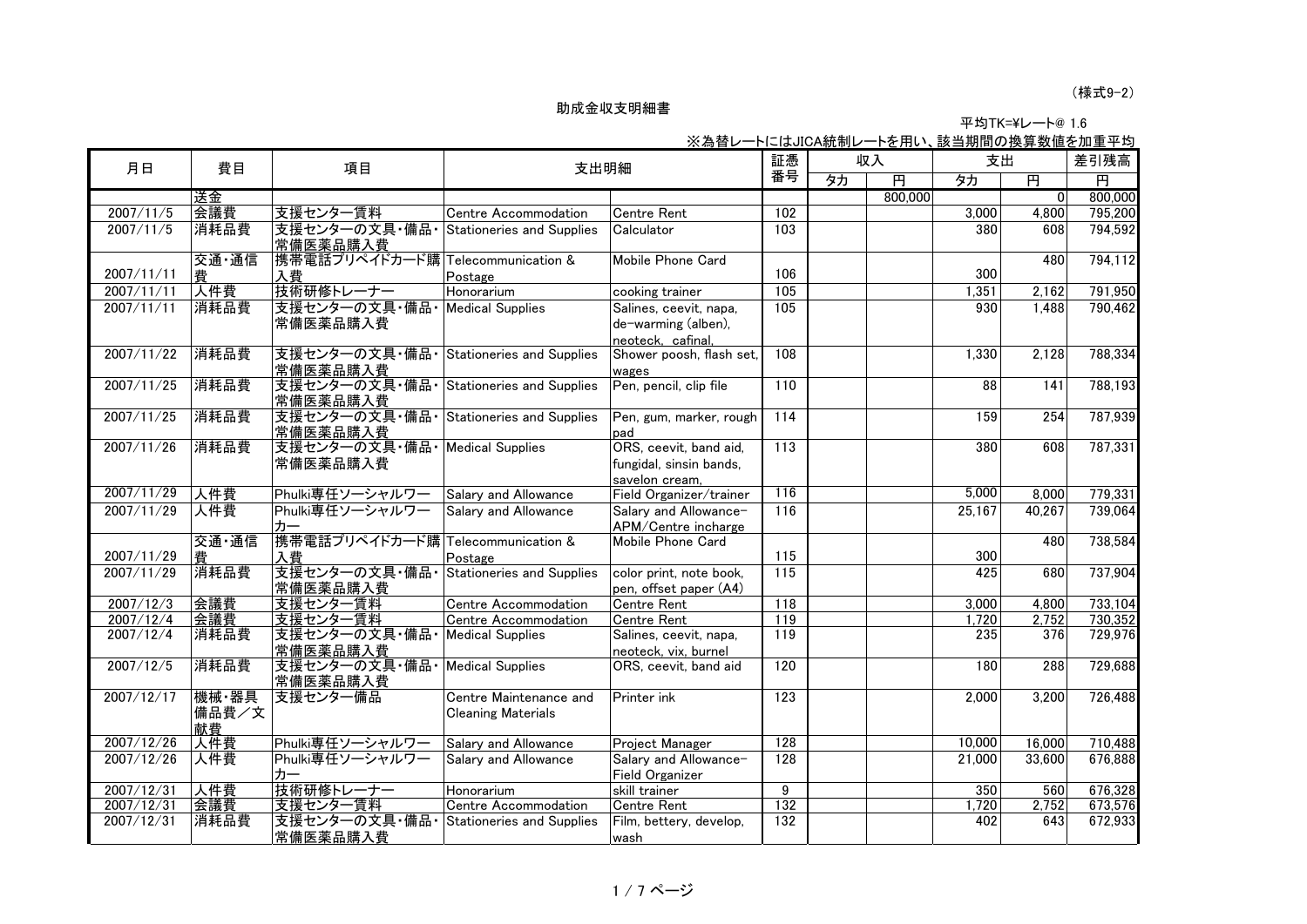（様式9-2）

# 助成金収支明細書

平均TK=¥レート@ 1.6

※為替レートにはJICA統制レートを用い、該当期間の換算数値を加重平均

| 月日 | 費目 | 項目 | 支出明細 | | 証憑番号 | 収入 | | 支出 | | 差引残高 |
|---|---|---|---|---|---|---|---|---|---|---|
| | | | | | | タカ | 円 | タカ | 円 | 円 |
| | 送金 | | | | | | 800,000 | | 0 | 800,000 |
| 2007/11/5 | 会議費 | 支援センター賃料 | Centre Accommodation | Centre Rent | 102 | | | 3,000 | 4,800 | 795,200 |
| 2007/11/5 | 消耗品費 | 支援センターの文具・備品・常備医薬品購入費 | Stationeries and Supplies | Calculator | 103 | | | 380 | 608 | 794,592 |
| 2007/11/11 | 交通・通信費 | 携帯電話プリペイドカード購入費 | Telecommunication & Postage | Mobile Phone Card | 106 | | | 300 | 480 | 794,112 |
| 2007/11/11 | 人件費 | 技術研修トレーナー | Honorarium | cooking trainer | 105 | | | 1,351 | 2,162 | 791,950 |
| 2007/11/11 | 消耗品費 | 支援センターの文具・備品・常備医薬品購入費 | Medical Supplies | Salines, ceevit, napa, de-warming (alben), neoteck, cafinal, | 105 | | | 930 | 1,488 | 790,462 |
| 2007/11/22 | 消耗品費 | 支援センターの文具・備品・常備医薬品購入費 | Stationeries and Supplies | Shower poosh, flash set, wages | 108 | | | 1,330 | 2,128 | 788,334 |
| 2007/11/25 | 消耗品費 | 支援センターの文具・備品・常備医薬品購入費 | Stationeries and Supplies | Pen, pencil, clip file | 110 | | | 88 | 141 | 788,193 |
| 2007/11/25 | 消耗品費 | 支援センターの文具・備品・常備医薬品購入費 | Stationeries and Supplies | Pen, gum, marker, rough pad | 114 | | | 159 | 254 | 787,939 |
| 2007/11/26 | 消耗品費 | 支援センターの文具・備品・常備医薬品購入費 | Medical Supplies | ORS, ceevit, band aid, fungidal, sinsin bands, savelon cream, | 113 | | | 380 | 608 | 787,331 |
| 2007/11/29 | 人件費 | Phulki専任ソーシャルワーカー | Salary and Allowance | Field Organizer/trainer | 116 | | | 5,000 | 8,000 | 779,331 |
| 2007/11/29 | 人件費 | Phulki専任ソーシャルワーカー | Salary and Allowance | Salary and Allowance-APM/Centre incharge | 116 | | | 25,167 | 40,267 | 739,064 |
| 2007/11/29 | 交通・通信費 | 携帯電話プリペイドカード購入費 | Telecommunication & Postage | Mobile Phone Card | 115 | | | 300 | 480 | 738,584 |
| 2007/11/29 | 消耗品費 | 支援センターの文具・備品・常備医薬品購入費 | Stationeries and Supplies | color print, note book, pen, offset paper (A4) | 115 | | | 425 | 680 | 737,904 |
| 2007/12/3 | 会議費 | 支援センター賃料 | Centre Accommodation | Centre Rent | 118 | | | 3,000 | 4,800 | 733,104 |
| 2007/12/4 | 会議費 | 支援センター賃料 | Centre Accommodation | Centre Rent | 119 | | | 1,720 | 2,752 | 730,352 |
| 2007/12/4 | 消耗品費 | 支援センターの文具・備品・常備医薬品購入費 | Medical Supplies | Salines, ceevit, napa, neoteck, vix, burnel | 119 | | | 235 | 376 | 729,976 |
| 2007/12/5 | 消耗品費 | 支援センターの文具・備品・常備医薬品購入費 | Medical Supplies | ORS, ceevit, band aid | 120 | | | 180 | 288 | 729,688 |
| 2007/12/17 | 機械・器具備品費／文献費 | 支援センター備品 | Centre Maintenance and Cleaning Materials | Printer ink | 123 | | | 2,000 | 3,200 | 726,488 |
| 2007/12/26 | 人件費 | Phulki専任ソーシャルワーカー | Salary and Allowance | Project Manager | 128 | | | 10,000 | 16,000 | 710,488 |
| 2007/12/26 | 人件費 | Phulki専任ソーシャルワーカー | Salary and Allowance | Salary and Allowance-Field Organizer | 128 | | | 21,000 | 33,600 | 676,888 |
| 2007/12/31 | 人件費 | 技術研修トレーナー | Honorarium | skill trainer | 9 | | | 350 | 560 | 676,328 |
| 2007/12/31 | 会議費 | 支援センター賃料 | Centre Accommodation | Centre Rent | 132 | | | 1,720 | 2,752 | 673,576 |
| 2007/12/31 | 消耗品費 | 支援センターの文具・備品・常備医薬品購入費 | Stationeries and Supplies | Film, bettery, develop, wash | 132 | | | 402 | 643 | 672,933 |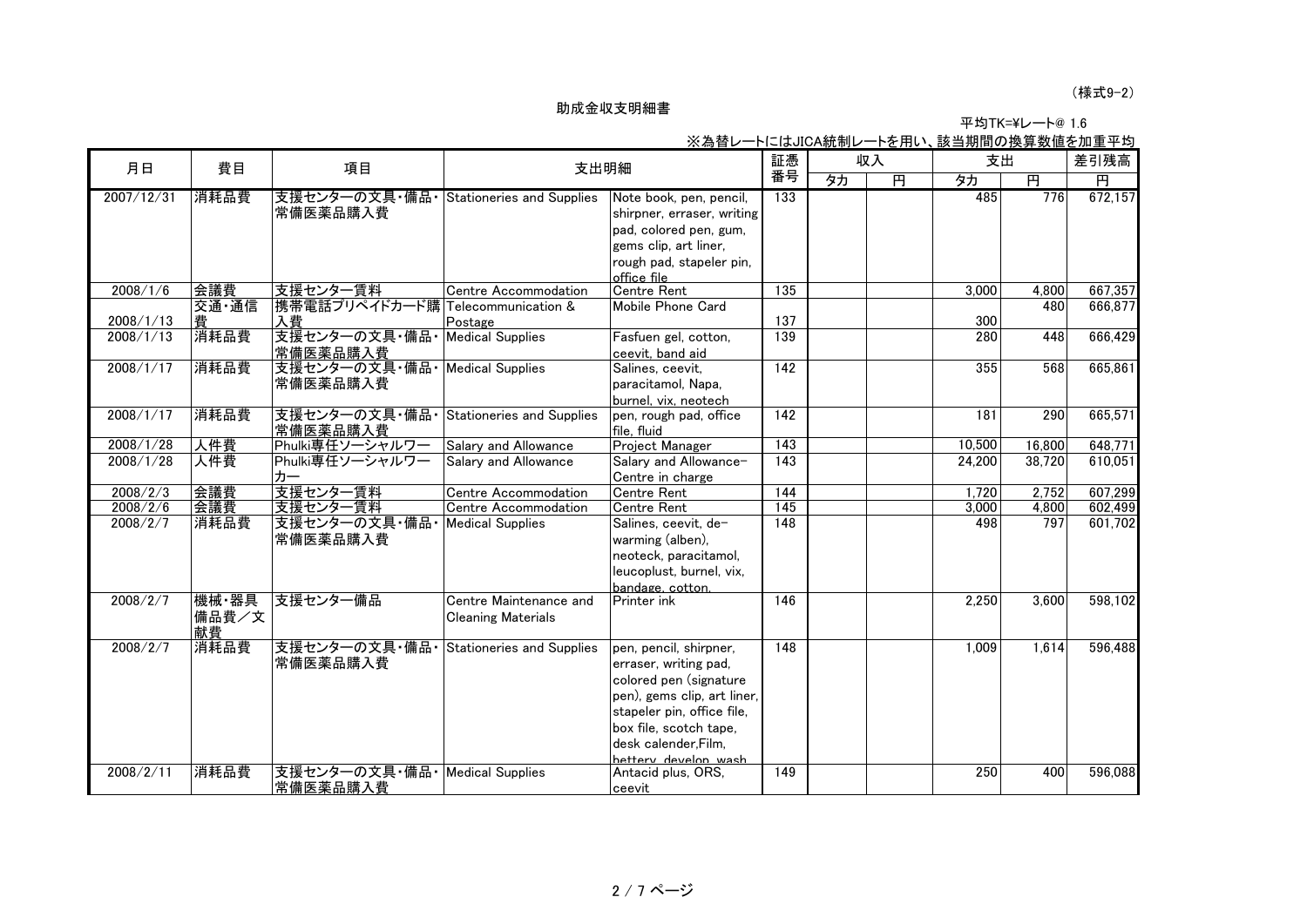（様式9-2）

助成金収支明細書

平均TK=¥レート@ 1.6

※為替レートにはJICA統制レートを用い、該当期間の換算数値を加重平均

| 月日 | 費目 | 項目 | 支出明細 | | 証憑番号 | 収入 | | 支出 | | 差引残高 |
|---|---|---|---|---|---|---|---|---|---|---|
| | | | | | | タカ | 円 | タカ | 円 | 円 |
| 2007/12/31 | 消耗品費 | 支援センターの文具・備品・常備医薬品購入費 | Stationeries and Supplies | Note book, pen, pencil, shirpner, erraser, writing pad, colored pen, gum, gems clip, art liner, rough pad, stapeler pin, office file | 133 | | | 485 | 776 | 672,157 |
| 2008/1/6 | 会議費 | 支援センター賃料 | Centre Accommodation | Centre Rent | 135 | | | 3,000 | 4,800 | 667,357 |
| 2008/1/13 | 交通・通信費 | 携帯電話プリペイドカード購入費 | Telecommunication & Postage | Mobile Phone Card | 137 | | | 300 | 480 | 666,877 |
| 2008/1/13 | 消耗品費 | 支援センターの文具・備品・常備医薬品購入費 | Medical Supplies | Fasfuen gel, cotton, ceevit, band aid | 139 | | | 280 | 448 | 666,429 |
| 2008/1/17 | 消耗品費 | 支援センターの文具・備品・常備医薬品購入費 | Medical Supplies | Salines, ceevit, paracitamol, Napa, burnel, vix, neotech | 142 | | | 355 | 568 | 665,861 |
| 2008/1/17 | 消耗品費 | 支援センターの文具・備品・常備医薬品購入費 | Stationeries and Supplies | pen, rough pad, office file, fluid | 142 | | | 181 | 290 | 665,571 |
| 2008/1/28 | 人件費 | Phulki専任ソーシャルワーカー | Salary and Allowance | Project Manager | 143 | | | 10,500 | 16,800 | 648,771 |
| 2008/1/28 | 人件費 | Phulki専任ソーシャルワーカー | Salary and Allowance | Salary and Allowance-Centre in charge | 143 | | | 24,200 | 38,720 | 610,051 |
| 2008/2/3 | 会議費 | 支援センター賃料 | Centre Accommodation | Centre Rent | 144 | | | 1,720 | 2,752 | 607,299 |
| 2008/2/6 | 会議費 | 支援センター賃料 | Centre Accommodation | Centre Rent | 145 | | | 3,000 | 4,800 | 602,499 |
| 2008/2/7 | 消耗品費 | 支援センターの文具・備品・常備医薬品購入費 | Medical Supplies | Salines, ceevit, de-warming (alben), neoteck, paracitamol, leucoplust, burnel, vix, bandage, cotton, | 148 | | | 498 | 797 | 601,702 |
| 2008/2/7 | 機械・器具備品費／文献費 | 支援センター備品 | Centre Maintenance and Cleaning Materials | Printer ink | 146 | | | 2,250 | 3,600 | 598,102 |
| 2008/2/7 | 消耗品費 | 支援センターの文具・備品・常備医薬品購入費 | Stationeries and Supplies | pen, pencil, shirpner, erraser, writing pad, colored pen (signature pen), gems clip, art liner, stapeler pin, office file, box file, scotch tape, desk calender,Film, bettery, develop, wash | 148 | | | 1,009 | 1,614 | 596,488 |
| 2008/2/11 | 消耗品費 | 支援センターの文具・備品・常備医薬品購入費 | Medical Supplies | Antacid plus, ORS, ceevit | 149 | | | 250 | 400 | 596,088 |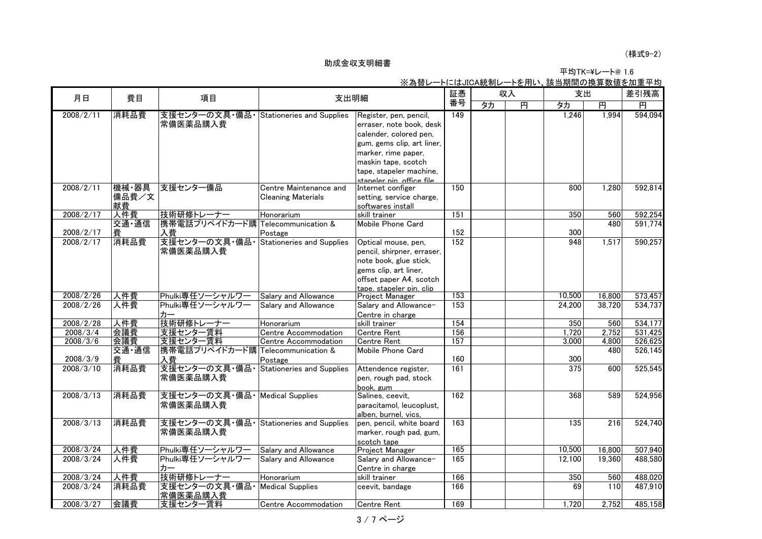(様式9-2)

# 助成金収支明細書

平均TK=¥レート@ 1.6

※為替レートにはJICA統制レートを用い、該当期間の換算数値を加重平均

| 月日 | 費目 | 項目 | 支出明細 | | 証憑番号 | 収入 | | 支出 | | 差引残高 |
|---|---|---|---|---|---|---|---|---|---|---|
| | | | | | | タカ | 円 | タカ | 円 | 円 |
| 2008/2/11 | 消耗品費 | 支援センターの文具・備品・常備医薬品購入費 | Stationeries and Supplies | Register, pen, pencil, erraser, note book, desk calender, colored pen, gum, gems clip, art liner, marker, rime paper, maskin tape, scotch tape, stapeler machine, stapeler pin, office file | 149 | | | 1,246 | 1,994 | 594,094 |
| 2008/2/11 | 機械・器具備品費／文献費 | 支援センター備品 | Centre Maintenance and Cleaning Materials | Internet configer setting, service charge, softwares install | 150 | | | 800 | 1,280 | 592,814 |
| 2008/2/17 | 人件費 | 技術研修トレーナー | Honorarium | skill trainer | 151 | | | 350 | 560 | 592,254 |
| 2008/2/17 | 交通・通信費 | 携帯電話プリペイドカード購入費 | Telecommunication & Postage | Mobile Phone Card | 152 | | | 300 | 480 | 591,774 |
| 2008/2/17 | 消耗品費 | 支援センターの文具・備品・常備医薬品購入費 | Stationeries and Supplies | Optical mouse, pen, pencil, shirpner, eraser, note book, glue stick, gems clip, art liner, offset paper A4, scotch tape, stapeler pin, clip | 152 | | | 948 | 1,517 | 590,257 |
| 2008/2/26 | 人件費 | Phulki専任ソーシャルワーカー | Salary and Allowance | Project Manager | 153 | | | 10,500 | 16,800 | 573,457 |
| 2008/2/26 | 人件費 | Phulki専任ソーシャルワーカー | Salary and Allowance | Salary and Allowance-Centre in charge | 153 | | | 24,200 | 38,720 | 534,737 |
| 2008/2/28 | 人件費 | 技術研修トレーナー | Honorarium | skill trainer | 154 | | | 350 | 560 | 534,177 |
| 2008/3/4 | 会議費 | 支援センター賃料 | Centre Accommodation | Centre Rent | 156 | | | 1,720 | 2,752 | 531,425 |
| 2008/3/6 | 会議費 | 支援センター賃料 | Centre Accommodation | Centre Rent | 157 | | | 3,000 | 4,800 | 526,625 |
| 2008/3/9 | 交通・通信費 | 携帯電話プリペイドカード購入費 | Telecommunication & Postage | Mobile Phone Card | 160 | | | 300 | 480 | 526,145 |
| 2008/3/10 | 消耗品費 | 支援センターの文具・備品・常備医薬品購入費 | Stationeries and Supplies | Attendence register, pen, rough pad, stock book, gum | 161 | | | 375 | 600 | 525,545 |
| 2008/3/13 | 消耗品費 | 支援センターの文具・備品・常備医薬品購入費 | Medical Supplies | Salines, ceevit, paracitamol, leucoplust, alben, burnel, vics, | 162 | | | 368 | 589 | 524,956 |
| 2008/3/13 | 消耗品費 | 支援センターの文具・備品・常備医薬品購入費 | Stationeries and Supplies | pen, pencil, white board marker, rough pad, gum, scotch tape | 163 | | | 135 | 216 | 524,740 |
| 2008/3/24 | 人件費 | Phulki専任ソーシャルワーカー | Salary and Allowance | Project Manager | 165 | | | 10,500 | 16,800 | 507,940 |
| 2008/3/24 | 人件費 | Phulki専任ソーシャルワーカー | Salary and Allowance | Salary and Allowance-Centre in charge | 165 | | | 12,100 | 19,360 | 488,580 |
| 2008/3/24 | 人件費 | 技術研修トレーナー | Honorarium | skill trainer | 166 | | | 350 | 560 | 488,020 |
| 2008/3/24 | 消耗品費 | 支援センターの文具・備品・常備医薬品購入費 | Medical Supplies | ceevit, bandage | 166 | | | 69 | 110 | 487,910 |
| 2008/3/27 | 会議費 | 支援センター賃料 | Centre Accommodation | Centre Rent | 169 | | | 1,720 | 2,752 | 485,158 |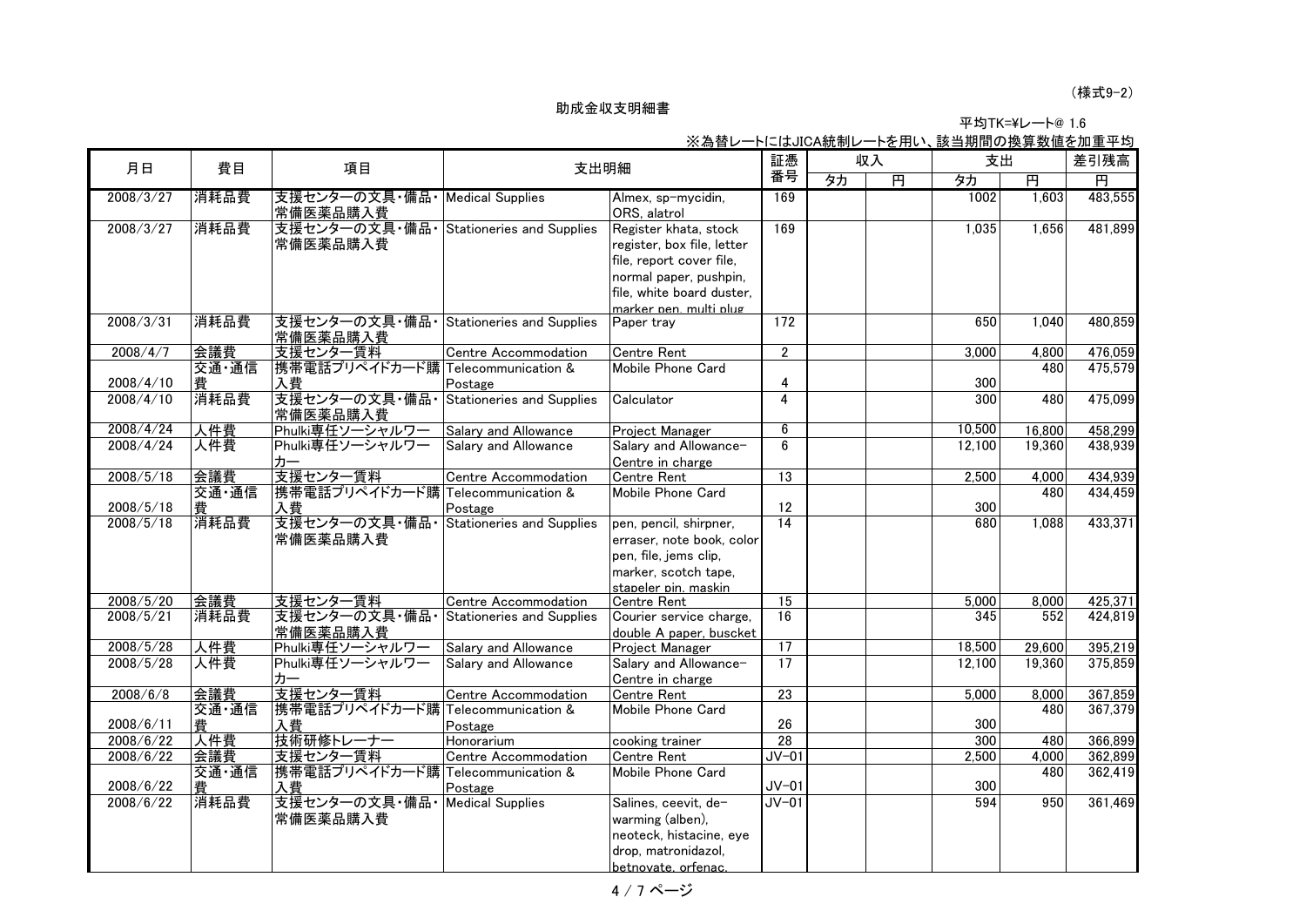（様式9-2）

助成金収支明細書

平均TK=¥レート@ 1.6

※為替レートにはJICA統制レートを用い、該当期間の換算数値を加重平均

| 月日 | 費目 | 項目 | 支出明細 | | 証憑番号 | 収入 | | 支出 | | 差引残高 |
|---|---|---|---|---|---|---|---|---|---|---|
| | | | | | | タカ | 円 | タカ | 円 | 円 |
| 2008/3/27 | 消耗品費 | 支援センターの文具・備品・常備医薬品購入費 | Medical Supplies | Almex, sp-mycidin, ORS, alatrol | 169 | | | 1002 | 1,603 | 483,555 |
| 2008/3/27 | 消耗品費 | 支援センターの文具・備品・常備医薬品購入費 | Stationeries and Supplies | Register khata, stock register, box file, letter file, report cover file, normal paper, pushpin, file, white board duster, marker pen, multi plug | 169 | | | 1,035 | 1,656 | 481,899 |
| 2008/3/31 | 消耗品費 | 支援センターの文具・備品・常備医薬品購入費 | Stationeries and Supplies | Paper tray | 172 | | | 650 | 1,040 | 480,859 |
| 2008/4/7 | 会議費 | 支援センター賃料 | Centre Accommodation | Centre Rent | 2 | | | 3,000 | 4,800 | 476,059 |
| 2008/4/10 | 交通・通信費 | 携帯電話プリペイドカード購入費 | Telecommunication & Postage | Mobile Phone Card | 4 | | | 300 | 480 | 475,579 |
| 2008/4/10 | 消耗品費 | 支援センターの文具・備品・常備医薬品購入費 | Stationeries and Supplies | Calculator | 4 | | | 300 | 480 | 475,099 |
| 2008/4/24 | 人件費 | Phulki専任ソーシャルワー | Salary and Allowance | Project Manager | 6 | | | 10,500 | 16,800 | 458,299 |
| 2008/4/24 | 人件費 | Phulki専任ソーシャルワーカー | Salary and Allowance | Salary and Allowance-Centre in charge | 6 | | | 12,100 | 19,360 | 438,939 |
| 2008/5/18 | 会議費 | 支援センター賃料 | Centre Accommodation | Centre Rent | 13 | | | 2,500 | 4,000 | 434,939 |
| 2008/5/18 | 交通・通信費 | 携帯電話プリペイドカード購入費 | Telecommunication & Postage | Mobile Phone Card | 12 | | | 300 | 480 | 434,459 |
| 2008/5/18 | 消耗品費 | 支援センターの文具・備品・常備医薬品購入費 | Stationeries and Supplies | pen, pencil, shirpner, erraser, note book, color pen, file, jems clip, marker, scotch tape, stapeler pin, maskin | 14 | | | 680 | 1,088 | 433,371 |
| 2008/5/20 | 会議費 | 支援センター賃料 | Centre Accommodation | Centre Rent | 15 | | | 5,000 | 8,000 | 425,371 |
| 2008/5/21 | 消耗品費 | 支援センターの文具・備品・常備医薬品購入費 | Stationeries and Supplies | Courier service charge, double A paper, buscket | 16 | | | 345 | 552 | 424,819 |
| 2008/5/28 | 人件費 | Phulki専任ソーシャルワー | Salary and Allowance | Project Manager | 17 | | | 18,500 | 29,600 | 395,219 |
| 2008/5/28 | 人件費 | Phulki専任ソーシャルワーカー | Salary and Allowance | Salary and Allowance-Centre in charge | 17 | | | 12,100 | 19,360 | 375,859 |
| 2008/6/8 | 会議費 | 支援センター賃料 | Centre Accommodation | Centre Rent | 23 | | | 5,000 | 8,000 | 367,859 |
| 2008/6/11 | 交通・通信費 | 携帯電話プリペイドカード購入費 | Telecommunication & Postage | Mobile Phone Card | 26 | | | 300 | 480 | 367,379 |
| 2008/6/22 | 人件費 | 技術研修トレーナー | Honorarium | cooking trainer | 28 | | | 300 | 480 | 366,899 |
| 2008/6/22 | 会議費 | 支援センター賃料 | Centre Accommodation | Centre Rent | JV-01 | | | 2,500 | 4,000 | 362,899 |
| 2008/6/22 | 交通・通信費 | 携帯電話プリペイドカード購入費 | Telecommunication & Postage | Mobile Phone Card | JV-01 | | | 300 | 480 | 362,419 |
| 2008/6/22 | 消耗品費 | 支援センターの文具・備品・常備医薬品購入費 | Medical Supplies | Salines, ceevit, de-warming (alben), neoteck, histacine, eye drop, matronidazol, betnovate, orfenac, | JV-01 | | | 594 | 950 | 361,469 |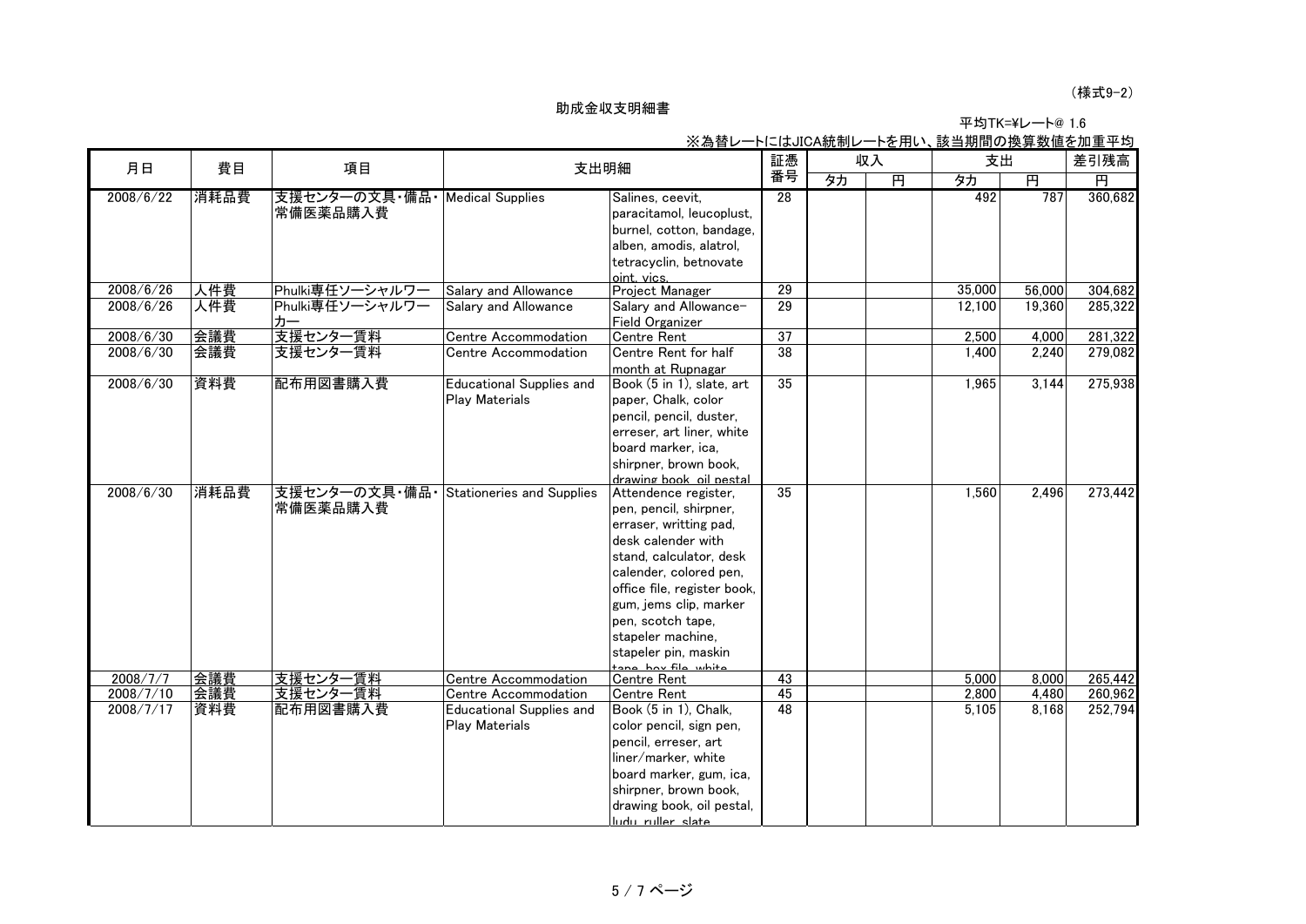（様式9-2）

# 助成金収支明細書

平均TK=¥レート@ 1.6

※為替レートにはJICA統制レートを用い、該当期間の換算数値を加重平均

| 月日 | 費目 | 項目 | 支出明細 | | 証憑番号 | 収入 | | 支出 | | 差引残高 |
|---|---|---|---|---|---|---|---|---|---|---|
| | | | | | | タカ | 円 | タカ | 円 | 円 |
| 2008/6/22 | 消耗品費 | 支援センターの文具・備品・常備医薬品購入費 | Medical Supplies | Salines, ceevit, paracitamol, leucoplust, burnel, cotton, bandage, alben, amodis, alatrol, tetracyclin, betnovate oint, vics. | 28 | | | 492 | 787 | 360,682 |
| 2008/6/26 | 人件費 | Phulki専任ソーシャルワー | Salary and Allowance | Project Manager | 29 | | | 35,000 | 56,000 | 304,682 |
| 2008/6/26 | 人件費 | Phulki専任ソーシャルワーカー | Salary and Allowance | Salary and Allowance-Field Organizer | 29 | | | 12,100 | 19,360 | 285,322 |
| 2008/6/30 | 会議費 | 支援センター賃料 | Centre Accommodation | Centre Rent | 37 | | | 2,500 | 4,000 | 281,322 |
| 2008/6/30 | 会議費 | 支援センター賃料 | Centre Accommodation | Centre Rent for half month at Rupnagar | 38 | | | 1,400 | 2,240 | 279,082 |
| 2008/6/30 | 資料費 | 配布用図書購入費 | Educational Supplies and Play Materials | Book (5 in 1), slate, art paper, Chalk, color pencil, pencil, duster, erreser, art liner, white board marker, ica, shirpner, brown book, drawing book, oil pestal | 35 | | | 1,965 | 3,144 | 275,938 |
| 2008/6/30 | 消耗品費 | 支援センターの文具・備品・常備医薬品購入費 | Stationeries and Supplies | Attendence register, pen, pencil, shirpner, eraser, writting pad, desk calender with stand, calculator, desk calender, colored pen, office file, register book, gum, jems clip, marker pen, scotch tape, stapeler machine, stapeler pin, maskin tape, box file, white | 35 | | | 1,560 | 2,496 | 273,442 |
| 2008/7/7 | 会議費 | 支援センター賃料 | Centre Accommodation | Centre Rent | 43 | | | 5,000 | 8,000 | 265,442 |
| 2008/7/10 | 会議費 | 支援センター賃料 | Centre Accommodation | Centre Rent | 45 | | | 2,800 | 4,480 | 260,962 |
| 2008/7/17 | 資料費 | 配布用図書購入費 | Educational Supplies and Play Materials | Book (5 in 1), Chalk, color pencil, sign pen, pencil, erreser, art liner/marker, white board marker, gum, ica, shirpner, brown book, drawing book, oil pestal, ludu, ruller, slate | 48 | | | 5,105 | 8,168 | 252,794 |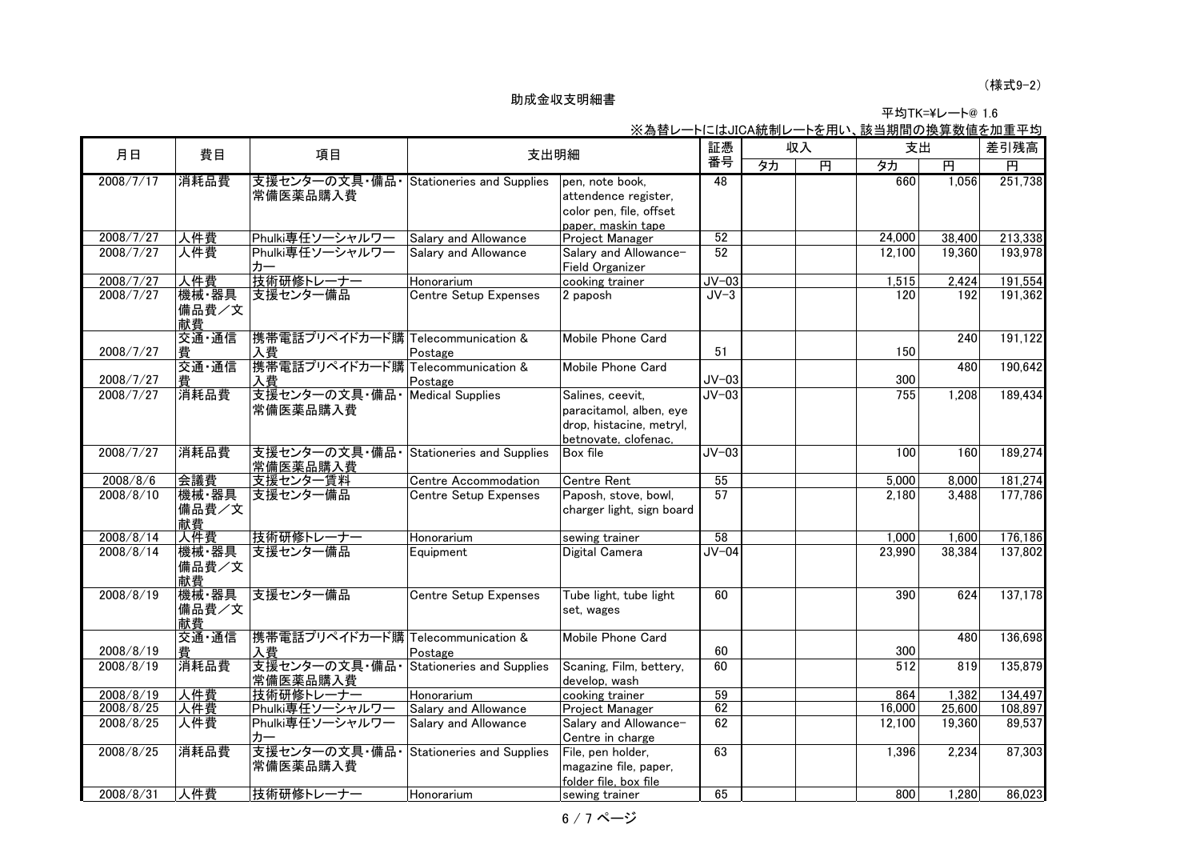（様式9-2）

助成金収支明細書

平均TK=¥レート@ 1.6

※為替レートにはJICA統制レートを用い、該当期間の換算数値を加重平均

| 月日 | 費目 | 項目 | 支出明細 | | 証憑番号 | 収入 | | 支出 | | 差引残高 |
|---|---|---|---|---|---|---|---|---|---|---|
| | | | | | | タカ | 円 | タカ | 円 | 円 |
| 2008/7/17 | 消耗品費 | 支援センターの文具・備品・常備医薬品購入費 | Stationeries and Supplies | pen, note book, attendence register, color pen, file, offset paper, maskin tape | 48 | | | 660 | 1,056 | 251,738 |
| 2008/7/27 | 人件費 | Phulki専任ソーシャルワー | Salary and Allowance | Project Manager | 52 | | | 24,000 | 38,400 | 213,338 |
| 2008/7/27 | 人件費 | Phulki専任ソーシャルワーカー | Salary and Allowance | Salary and Allowance-Field Organizer | 52 | | | 12,100 | 19,360 | 193,978 |
| 2008/7/27 | 人件費 | 技術研修トレーナー | Honorarium | cooking trainer | JV-03 | | | 1,515 | 2,424 | 191,554 |
| 2008/7/27 | 機械・器具備品費／文献費 | 支援センター備品 | Centre Setup Expenses | 2 paposh | JV-3 | | | 120 | 192 | 191,362 |
| 2008/7/27 | 交通・通信費 | 携帯電話プリペイドカード購入費 | Telecommunication & Postage | Mobile Phone Card | 51 | | | 150 | 240 | 191,122 |
| 2008/7/27 | 交通・通信費 | 携帯電話プリペイドカード購入費 | Telecommunication & Postage | Mobile Phone Card | JV-03 | | | 300 | 480 | 190,642 |
| 2008/7/27 | 消耗品費 | 支援センターの文具・備品・常備医薬品購入費 | Medical Supplies | Salines, ceevit, paracitamol, alben, eye drop, histacine, metryl, betnovate, clofenac, | JV-03 | | | 755 | 1,208 | 189,434 |
| 2008/7/27 | 消耗品費 | 支援センターの文具・備品・常備医薬品購入費 | Stationeries and Supplies | Box file | JV-03 | | | 100 | 160 | 189,274 |
| 2008/8/6 | 会議費 | 支援センター賃料 | Centre Accommodation | Centre Rent | 55 | | | 5,000 | 8,000 | 181,274 |
| 2008/8/10 | 機械・器具備品費／文献費 | 支援センター備品 | Centre Setup Expenses | Paposh, stove, bowl, charger light, sign board | 57 | | | 2,180 | 3,488 | 177,786 |
| 2008/8/14 | 人件費 | 技術研修トレーナー | Honorarium | sewing trainer | 58 | | | 1,000 | 1,600 | 176,186 |
| 2008/8/14 | 機械・器具備品費／文献費 | 支援センター備品 | Equipment | Digital Camera | JV-04 | | | 23,990 | 38,384 | 137,802 |
| 2008/8/19 | 機械・器具備品費／文献費 | 支援センター備品 | Centre Setup Expenses | Tube light, tube light set, wages | 60 | | | 390 | 624 | 137,178 |
| 2008/8/19 | 交通・通信費 | 携帯電話プリペイドカード購入費 | Telecommunication & Postage | Mobile Phone Card | 60 | | | 300 | 480 | 136,698 |
| 2008/8/19 | 消耗品費 | 支援センターの文具・備品・常備医薬品購入費 | Stationeries and Supplies | Scaning, Film, bettery, develop, wash | 60 | | | 512 | 819 | 135,879 |
| 2008/8/19 | 人件費 | 技術研修トレーナー | Honorarium | cooking trainer | 59 | | | 864 | 1,382 | 134,497 |
| 2008/8/25 | 人件費 | Phulki専任ソーシャルワー | Salary and Allowance | Project Manager | 62 | | | 16,000 | 25,600 | 108,897 |
| 2008/8/25 | 人件費 | Phulki専任ソーシャルワーカー | Salary and Allowance | Salary and Allowance-Centre in charge | 62 | | | 12,100 | 19,360 | 89,537 |
| 2008/8/25 | 消耗品費 | 支援センターの文具・備品・常備医薬品購入費 | Stationeries and Supplies | File, pen holder, magazine file, paper, folder file, box file | 63 | | | 1,396 | 2,234 | 87,303 |
| 2008/8/31 | 人件費 | 技術研修トレーナー | Honorarium | sewing trainer | 65 | | | 800 | 1,280 | 86,023 |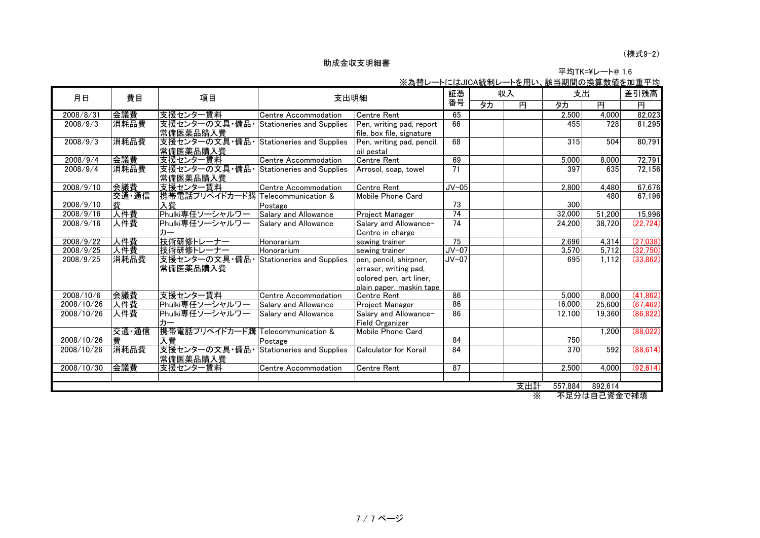（様式9-2）

助成金収支明細書

平均TK=¥レート@ 1.6

※為替レートにはJICA統制レートを用い、該当期間の換算数値を加重平均

| 月日 | 費目 | 項目 | 支出明細 | | 証憑番号 | 収入 | | 支出 | | 差引残高 |
|---|---|---|---|---|---|---|---|---|---|---|
| | | | | | | タカ | 円 | タカ | 円 | 円 |
| 2008/8/31 | 会議費 | 支援センター賃料 | Centre Accommodation | Centre Rent | 65 | | | 2,500 | 4,000 | 82,023 |
| 2008/9/3 | 消耗品費 | 支援センターの文具・備品・常備医薬品購入費 | Stationeries and Supplies | Pen, writing pad, report file, box file, signature | 66 | | | 455 | 728 | 81,295 |
| 2008/9/3 | 消耗品費 | 支援センターの文具・備品・常備医薬品購入費 | Stationeries and Supplies | Pen, writing pad, pencil, oil pestal | 68 | | | 315 | 504 | 80,791 |
| 2008/9/4 | 会議費 | 支援センター賃料 | Centre Accommodation | Centre Rent | 69 | | | 5,000 | 8,000 | 72,791 |
| 2008/9/4 | 消耗品費 | 支援センターの文具・備品・常備医薬品購入費 | Stationeries and Supplies | Arrosol, soap, towel | 71 | | | 397 | 635 | 72,156 |
| 2008/9/10 | 会議費 | 支援センター賃料 | Centre Accommodation | Centre Rent | JV-05 | | | 2,800 | 4,480 | 67,676 |
| 2008/9/10 | 交通・通信費 | 携帯電話プリペイドカード購入費 | Telecommunication & Postage | Mobile Phone Card | 73 | | | 300 | 480 | 67,196 |
| 2008/9/16 | 人件費 | Phulki専任ソーシャルワーカー | Salary and Allowance | Project Manager | 74 | | | 32,000 | 51,200 | 15,996 |
| 2008/9/16 | 人件費 | Phulki専任ソーシャルワーカー | Salary and Allowance | Salary and Allowance-Centre in charge | 74 | | | 24,200 | 38,720 | (22,724) |
| 2008/9/22 | 人件費 | 技術研修トレーナー | Honorarium | sewing trainer | 75 | | | 2,696 | 4,314 | (27,038) |
| 2008/9/25 | 人件費 | 技術研修トレーナー | Honorarium | sewing trainer | JV-07 | | | 3,570 | 5,712 | (32,750) |
| 2008/9/25 | 消耗品費 | 支援センターの文具・備品・常備医薬品購入費 | Stationeries and Supplies | pen, pencil, shirpner, erraser, writing pad, colored pen, art liner, plain paper, maskin tape | JV-07 | | | 695 | 1,112 | (33,862) |
| 2008/10/6 | 会議費 | 支援センター賃料 | Centre Accommodation | Centre Rent | 86 | | | 5,000 | 8,000 | (41,862) |
| 2008/10/26 | 人件費 | Phulki専任ソーシャルワーカー | Salary and Allowance | Project Manager | 86 | | | 16,000 | 25,600 | (67,462) |
| 2008/10/26 | 人件費 | Phulki専任ソーシャルワーカー | Salary and Allowance | Salary and Allowance-Field Organizer | 86 | | | 12,100 | 19,360 | (86,822) |
| 2008/10/26 | 交通・通信費 | 携帯電話プリペイドカード購入費 | Telecommunication & Postage | Mobile Phone Card | 84 | | | 750 | 1,200 | (88,022) |
| 2008/10/26 | 消耗品費 | 支援センターの文具・備品・常備医薬品購入費 | Stationeries and Supplies | Calculator for Korail | 84 | | | 370 | 592 | (88,614) |
| 2008/10/30 | 会議費 | 支援センター賃料 | Centre Accommodation | Centre Rent | 87 | | | 2,500 | 4,000 | (92,614) |
| | | | | | | | 支出計 | 557,884 | 892,614 | |

※　不足分は自己資金で補填